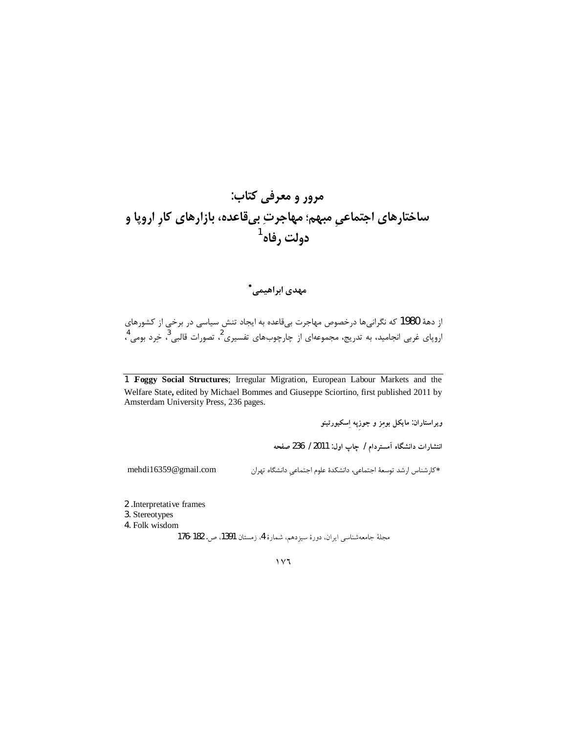# مرور و معرفی کتاب:
# ساختارهای اجتماعیِ مبهم؛ مهاجرتِ بی‌قاعده، بازارهای کارِ اروپا و دولت رفاه[1]

**مهدی ابراهیمی***

از دههٔ 1980 که نگرانی‌ها درخصوص مهاجرت بی‌قاعده به ایجاد تنش سیاسی در برخی از کشورهای اروپای غربی انجامید، به تدریج، مجموعه‌ای از چارچوب‌های تفسیری[2]، تصورات قالبی[3]، خِرد بومی[4]،

---

1. **Foggy Social Structures**; Irregular Migration, European Labour Markets and the Welfare State**,** edited by Michael Bommes and Giuseppe Sciortino, first published 2011 by Amsterdam University Press, 236 pages.

ویراستاران: مایکل بومِز و جوزِپه اِسکیورتینو

انتشارات دانشگاه آمستردام / چاپ اول: 2011 / 236 صفحه

*کارشناس ارشد توسعهٔ اجتماعی، دانشکدهٔ علوم اجتماعیِ دانشگاه تهران mehdi16359@gmail.com

2. Interpretative frames
3. Stereotypes
4. Folk wisdom

مجلهٔ جامعه‌شناسی ایران، دورهٔ سیزدهم، شمارهٔ 4، زمستان 1391، ص. 182-176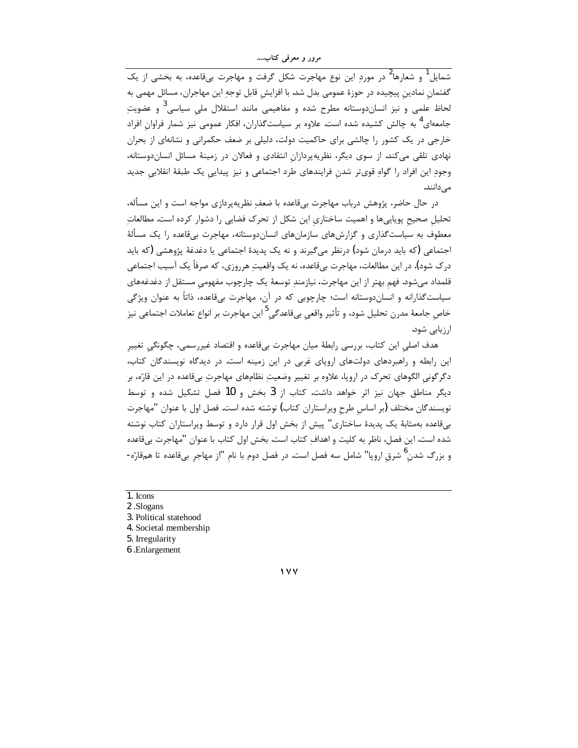شمایل[1] و شعارها[2] در موردِ این نوع مهاجرت شکل گرفت و مهاجرت بی‌قاعده، به بخشی از یک گفتمانِ نمادینِ پیچیده در حوزهٔ عمومی بدل شد. با افزایشِ قابل توجهِ این مهاجران، مسائل مهمی به لحاظ علمی و نیز انسان‌دوستانه مطرح شده و مفاهیمی مانند استقلال ملیِ سیاسی[3] و عضویتِ جامعه‌ای[4] به چالش کشیده شده است. علاوه بر سیاست‌گذاران، افکار عمومی نیز شمار فراوانِ افراد خارجی در یک کشور را چالشی برای حاکمیت دولت، دلیلی بر ضعف حکمرانی و نشانه‌ای از بحران نهادی تلقی می‌کند. از سوی دیگر، نظریه‌پردازانِ انتقادی و فعالان در زمینهٔ مسائل انسان‌دوستانه، وجودِ این افراد را گواهِ قوی‌تر شدنِ فرایندهای طرد اجتماعی و نیز پیدایی یک طبقهٔ انقلابیِ جدید می‌دانند.

در حال حاضر، پژوهش درباب مهاجرت بی‌قاعده با ضعفِ نظریه‌پردازی مواجه است و این مسأله، تحلیلِ صحیحِ پویایی‌ها و اهمیت ساختاریِ این شکل از تحرک فضایی را دشوار کرده است. مطالعاتِ معطوف به سیاست‌گذاری و گزارش‌های سازمان‌های انسان‌دوستانه، مهاجرت بی‌قاعده را یک مسألهٔ اجتماعی (که باید درمان شود) درنظر می‌گیرند و نه یک پدیدهٔ اجتماعی یا دغدغهٔ پژوهشی (که باید درک شود). در این مطالعات، مهاجرت بی‌قاعده، نه یک واقعیتِ هرروزی، که صرفاً یک آسیب اجتماعی قلمداد می‌شود. فهمِ بهتر از این مهاجرت، نیازمندِ توسعهٔ یک چارچوب مفهومیِ مستقل از دغدغه‌های سیاست‌گذارانه و انسان‌دوستانه است؛ چارچوبی که در آن، مهاجرت بی‌قاعده، ذاتاً به عنوان ویژگی خاصِ جامعهٔ مدرن تحلیل شود، و تأثیر واقعیِ بی‌قاعدگی[5] این مهاجرت بر انواع تعاملات اجتماعی نیز ارزیابی شود.

هدف اصلیِ این کتاب، بررسی رابطهٔ میان مهاجرت بی‌قاعده و اقتصاد غیررسمی، چگونگیِ تغییرِ این رابطه و راهبردهای دولت‌های اروپای غربی در این زمینه است. در دیدگاه نویسندگان کتاب، دگرگونیِ الگوهای تحرک در اروپا، علاوه بر تغییر وضعیتِ نظام‌های مهاجرتِ بی‌قاعده در این قارّه، بر دیگر مناطق جهان نیز اثر خواهد داشت. کتاب از 3 بخش و 10 فصل تشکیل شده و توسط نویسندگان مختلف (بر اساسِ طرحِ ویراستاران کتاب) نوشته شده است. فصل اول با عنوان "مهاجرت بی‌قاعده به‌مثابهٔ یک پدیدهٔ ساختاری" پیش از بخش اول قرار دارد و توسط ویراستاران کتاب نوشته شده است. این فصل، ناظر به کلیت و اهدافِ کتاب است. بخش اول کتاب با عنوان "مهاجرت بی‌قاعده و بزرگ شدنِ[6] شرقِ اروپا" شامل سه فصل است. در فصل دوم با نامِ "از مهاجرِ بی‌قاعده تا هم‌قارّه-

---

1. Icons
2. Slogans
3. Political statehood
4. Societal membership
5. Irregularity
6. Enlargement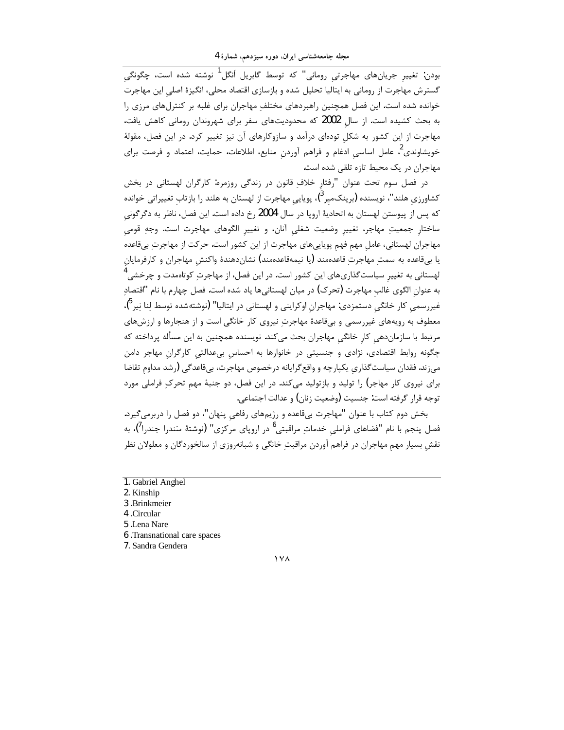بودن: تغییرِ جریان‌های مهاجرتیِ رومانی" که توسط گابریل اَنگل[1] نوشته شده است، چگونگیِ گسترش مهاجرت از رومانی به ایتالیا تحلیل شده و بازسازی اقتصاد محلی، انگیزهٔ اصلیِ این مهاجرت خوانده شده است. این فصل همچنین راهبردهای مختلفِ مهاجران برای غلبه بر کنترل‌های مرزی را به بحث کشیده است. از سالِ 2002 که محدودیت‌های سفر برای شهروندان رومانی کاهش یافت، مهاجرت از این کشور به شکلِ توده‌ای درآمد و سازوکارهای آن نیز تغییر کرد. در این فصل، مقولهٔ خویشاوندی[2]، عامل اساسیِ ادغام و فراهم آوردنِ منابع، اطلاعات، حمایت، اعتماد و فرصت برای مهاجران در یک محیط تازه تلقی شده است.

در فصل سوم تحت عنوان "رفتارِ خلافِ قانون در زندگی روزمره: کارگران لهستانی در بخش کشاورزیِ هلند"، نویسنده (برینک‌میر[3])، پویاییِ مهاجرت از لهستان به هلند را بازتابِ تغییراتی خوانده که پس از پیوستن لهستان به اتحادیهٔ اروپا در سال 2004 رخ داده است. این فصل، ناظر به دگرگونیِ ساختارِ جمعیتِ مهاجر، تغییرِ وضعیت شغلیِ آنان، و تغییرِ الگوهای مهاجرت است. وجهِ قومیِ مهاجران لهستانی، عاملِ مهمِ فهمِ پویایی‌های مهاجرت از این کشور است. حرکت از مهاجرتِ بی‌قاعده یا بی‌قاعده به سمتِ مهاجرتِ قاعده‌مند (یا نیمه‌قاعده‌مند) نشان‌دهندهٔ واکنشِ مهاجران و کارفرمایانِ لهستانی به تغییرِ سیاست‌گذاری‌های این کشور است. در این فصل، از مهاجرتِ کوتاه‌مدت و چرخشی[4] به عنوانِ الگوی غالبِ مهاجرت (تحرک) در میان لهستانی‌ها یاد شده است. فصل چهارم با نام "اقتصادِ غیررسمیِ کار خانگیِ دستمزدی: مهاجرانِ اوکراینی و لهستانی در ایتالیا" (نوشته‌شده توسط لِنا نِیر[5])، معطوف به رویه‌های غیررسمی و بی‌قاعدهٔ مهاجرتِ نیروی کار خانگی است و از هنجارها و ارزش‌های مرتبط با سازمان‌دهیِ کارِ خانگیِ مهاجران بحث می‌کند. نویسنده همچنین به این مسأله پرداخته که چگونه روابط اقتصادی، نژادی و جنسیتی در خانوارها به احساسِ بی‌عدالتیِ کارگرانِ مهاجر دامن می‌زند. فقدان سیاست‌گذاریِ یکپارچه و واقع‌گرایانه درخصوص مهاجرت، بی‌قاعدگی (رشد مداومِ تقاضا برای نیروی کار مهاجر) را تولید و بازتولید می‌کند. در این فصل، دو جنبهٔ مهمِ تحرکِ فراملی مورد توجه قرار گرفته است: جنسیت (وضعیت زنان) و عدالت اجتماعی.

بخش دوم کتاب با عنوان "مهاجرت بی‌قاعده و رژیم‌های رفاهیِ پنهان"، دو فصل را دربرمی‌گیرد. فصل پنجم با نام "فضاهای فراملیِ خدماتِ مراقبتی[6] در اروپای مرکزی" (نوشتهٔ سَندرا جندرا[7])، به نقشِ بسیار مهمِ مهاجران در فراهم آوردن مراقبتِ خانگی و شبانه‌روزی از سالخوردگان و معلولان نظر

---

1. Gabriel Anghel
2. Kinship
3. Brinkmeier
4. Circular
5. Lena Nare
6. Transnational care spaces
7. Sandra Gendera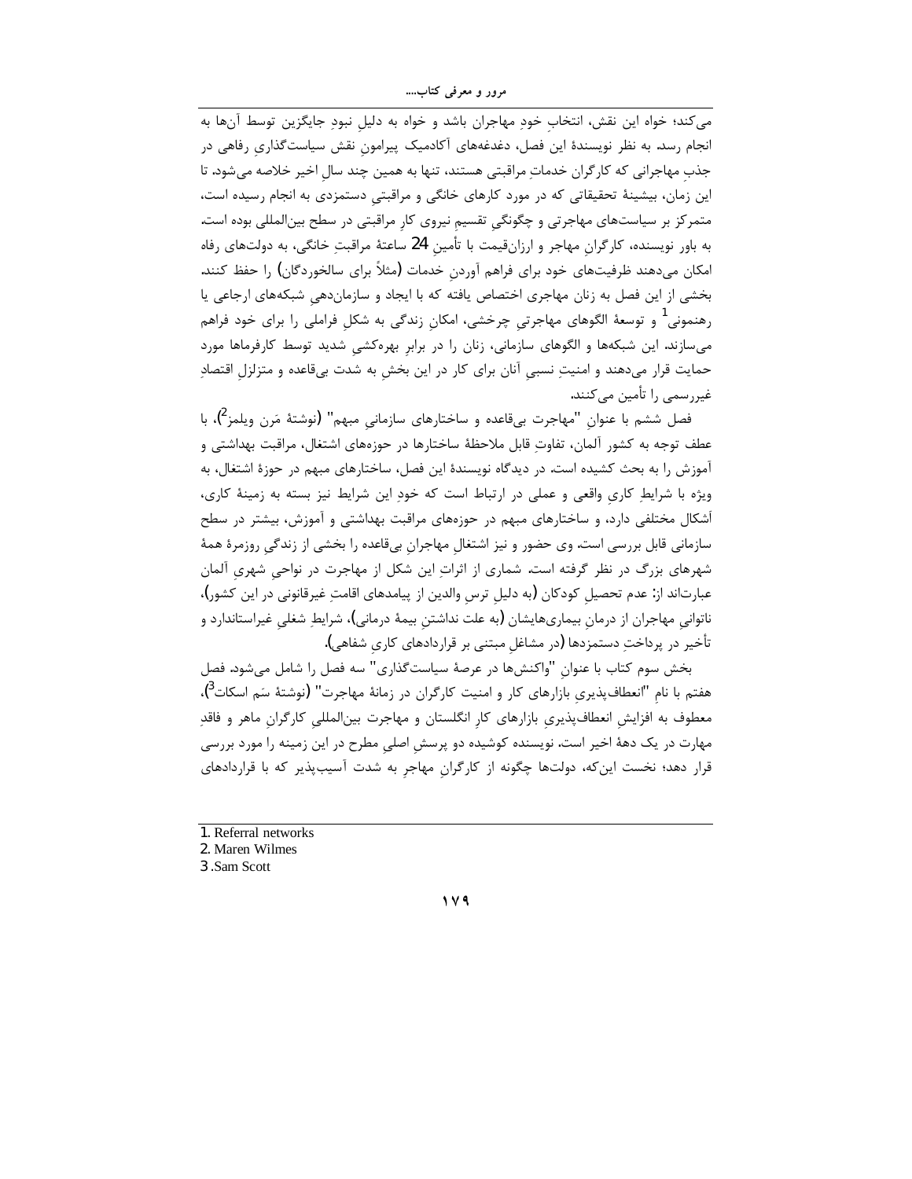می‌کند؛ خواه این نقش، انتخابِ خودِ مهاجران باشد و خواه به دلیلِ نبودِ جایگزین توسط آن‌ها به انجام رسد. به نظر نویسندهٔ این فصل، دغدغه‌های آکادمیک پیرامونِ نقش سیاست‌گذاریِ رفاهی در جذبِ مهاجرانی که کارگران خدماتِ مراقبتی هستند، تنها به همین چند سالِ اخیر خلاصه می‌شود. تا این زمان، بیشینهٔ تحقیقاتی که در مورد کارهای خانگی و مراقبتیِ دستمزدی به انجام رسیده است، متمرکز بر سیاست‌های مهاجرتی و چگونگیِ تقسیمِ نیروی کارِ مراقبتی در سطح بین‌المللی بوده است. به باور نویسنده، کارگرانِ مهاجر و ارزان‌قیمت با تأمینِ 24 ساعتهٔ مراقبتِ خانگی، به دولت‌های رفاه امکان می‌دهند ظرفیت‌های خود برای فراهم آوردنِ خدمات (مثلاً برای سالخوردگان) را حفظ کنند. بخشی از این فصل به زنان مهاجری اختصاص یافته که با ایجاد و سازمان‌دهیِ شبکه‌های ارجاعی یا رهنمونی[1] و توسعهٔ الگوهای مهاجرتیِ چرخشی، امکانِ زندگی به شکلِ فراملی را برای خود فراهم می‌سازند. این شبکه‌ها و الگوهای سازمانی، زنان را در برابرِ بهره‌کشیِ شدید توسط کارفرماها مورد حمایت قرار می‌دهند و امنیتِ نسبیِ آنان برای کار در این بخشِ به شدت بی‌قاعده و متزلزلِ اقتصادِ غیررسمی را تأمین می‌کنند.

فصل ششم با عنوانِ "مهاجرت بی‌قاعده و ساختارهای سازمانیِ مبهم" (نوشتهٔ مَرن ویلمز[2])، با عطف توجه به کشور آلمان، تفاوتِ قابل ملاحظهٔ ساختارها در حوزه‌های اشتغال، مراقبت بهداشتی و آموزش را به بحث کشیده است. در دیدگاه نویسندهٔ این فصل، ساختارهای مبهم در حوزهٔ اشتغال، به ویژه با شرایطِ کاریِ واقعی و عملی در ارتباط است که خودِ این شرایط نیز بسته به زمینهٔ کاری، آشکال مختلفی دارد، و ساختارهای مبهم در حوزه‌های مراقبت بهداشتی و آموزش، بیشتر در سطح سازمانی قابل بررسی است. وی حضور و نیز اشتغالِ مهاجرانِ بی‌قاعده را بخشی از زندگیِ روزمرهٔ همهٔ شهرهای بزرگ در نظر گرفته است. شماری از اثراتِ این شکل از مهاجرت در نواحیِ شهریِ آلمان عبارت‌اند از: عدم تحصیلِ کودکان (به دلیلِ ترسِ والدین از پیامدهای اقامتِ غیرقانونی در این کشور)، ناتوانیِ مهاجران از درمانِ بیماری‌هایشان (به علت نداشتنِ بیمهٔ درمانی)، شرایطِ شغلیِ غیراستاندارد و تأخیر در پرداختِ دستمزدها (در مشاغلِ مبتنی بر قراردادهای کاریِ شفاهی).

بخش سوم کتاب با عنوانِ "واکنش‌ها در عرصهٔ سیاست‌گذاری" سه فصل را شامل می‌شود. فصل هفتم با نامِ "انعطاف‌پذیریِ بازارهای کار و امنیت کارگران در زمانهٔ مهاجرت" (نوشتهٔ سَم اسکات[3])، معطوف به افزایشِ انعطاف‌پذیریِ بازارهای کارِ انگلستان و مهاجرت بین‌المللیِ کارگرانِ ماهر و فاقدِ مهارت در یک دههٔ اخیر است. نویسنده کوشیده دو پرسشِ اصلیِ مطرح در این زمینه را مورد بررسی قرار دهد؛ نخست این‌که، دولت‌ها چگونه از کارگرانِ مهاجرِ به شدت آسیب‌پذیر که با قراردادهای

---

1. Referral networks
2. Maren Wilmes
3. Sam Scott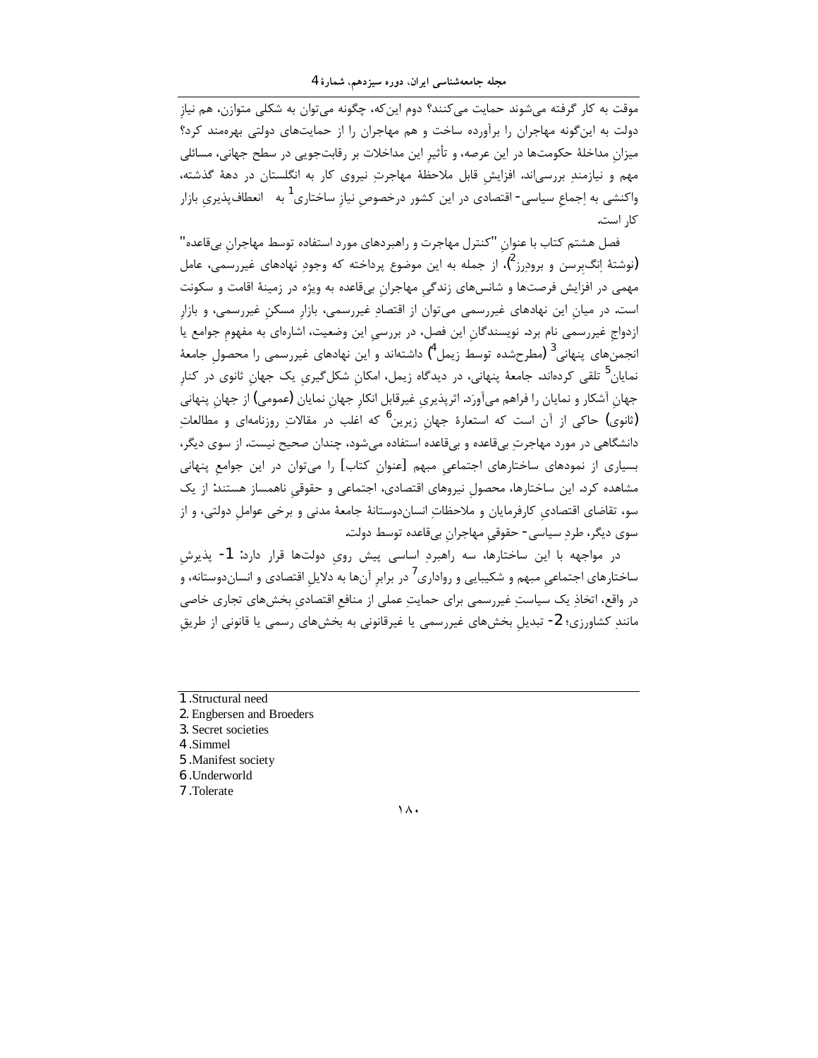موقت به کار گرفته می‌شوند حمایت می‌کنند؟ دوم این‌که، چگونه می‌توان به شکلی متوازن، هم نیازِ دولت به این‌گونه مهاجران را برآورده ساخت و هم مهاجران را از حمایت‌های دولتی بهره‌مند کرد؟ میزانِ مداخلهٔ حکومت‌ها در این عرصه، و تأثیرِ این مداخلات بر رقابت‌جویی در سطح جهانی، مسائلی مهم و نیازمندِ بررسی‌اند. افزایشِ قابل ملاحظهٔ مهاجرتِ نیروی کار به انگلستان در دههٔ گذشته، واکنشی به اِجماعِ سیاسی- اقتصادی در این کشور درخصوصِ نیازِ ساختاری[1] به انعطاف‌پذیریِ بازار کار است.

فصل هشتم کتاب با عنوانِ "کنترل مهاجرت و راهبردهای مورد استفاده توسط مهاجرانِ بی‌قاعده" (نوشتهٔ اِنگ‌برسن و برودِرز[2])، از جمله به این موضوع پرداخته که وجودِ نهادهای غیررسمی، عامل مهمی در افزایش فرصت‌ها و شانس‌های زندگیِ مهاجرانِ بی‌قاعده به ویژه در زمینهٔ اقامت و سکونت است. در میانِ این نهادهای غیررسمی می‌توان از اقتصادِ غیررسمی، بازارِ مسکنِ غیررسمی، و بازارِ ازدواجِ غیررسمی نام برد. نویسندگانِ این فصل، در بررسیِ این وضعیت، اشاره‌ای به مفهومِ جوامع یا انجمن‌های پنهانی[3] (مطرح‌شده توسط زیمل[4]) داشته‌اند و این نهادهای غیررسمی را محصولِ جامعهٔ نمایان[5] تلقی کرده‌اند. جامعهٔ پنهانی، در دیدگاه زیمل، امکانِ شکل‌گیریِ یک جهانِ ثانوی در کنارِ جهانِ آشکار و نمایان را فراهم می‌آورَد. اثرپذیریِ غیرقابل انکارِ جهانِ نمایان (عمومی) از جهانِ پنهانی (ثانوی) حاکی از آن است که استعارهٔ جهانِ زیرین[6] که اغلب در مقالاتِ روزنامه‌ای و مطالعاتِ دانشگاهی در مورد مهاجرتِ بی‌قاعده و بی‌قاعده استفاده می‌شود، چندان صحیح نیست. از سوی دیگر، بسیاری از نمودهای ساختارهای اجتماعیِ مبهم [عنوانِ کتاب] را می‌توان در این جوامعِ پنهانی مشاهده کرد. این ساختارها، محصولِ نیروهای اقتصادی، اجتماعی و حقوقیِ ناهمساز هستند: از یک سو، تقاضای اقتصادیِ کارفرمایان و ملاحظاتِ انسان‌دوستانهٔ جامعهٔ مدنی و برخی عواملِ دولتی، و از سوی دیگر، طردِ سیاسی- حقوقیِ مهاجرانِ بی‌قاعده توسط دولت.

در مواجهه با این ساختارها، سه راهبردِ اساسی پیش رویِ دولت‌ها قرار دارد: 1- پذیرشِ ساختارهای اجتماعیِ مبهم و شکیبایی و رواداری[7] در برابرِ آن‌ها به دلایلِ اقتصادی و انسان‌دوستانه، و در واقع، اتخاذِ یک سیاستِ غیررسمی برای حمایتِ عملی از منافعِ اقتصادیِ بخش‌های تجاری خاصی مانندِ کشاورزی؛ 2- تبدیلِ بخش‌های غیررسمی یا غیرقانونی به بخش‌های رسمی یا قانونی از طریقِ

---

1. Structural need
2. Engbersen and Broeders
3. Secret societies
4. Simmel
5. Manifest society
6. Underworld
7. Tolerate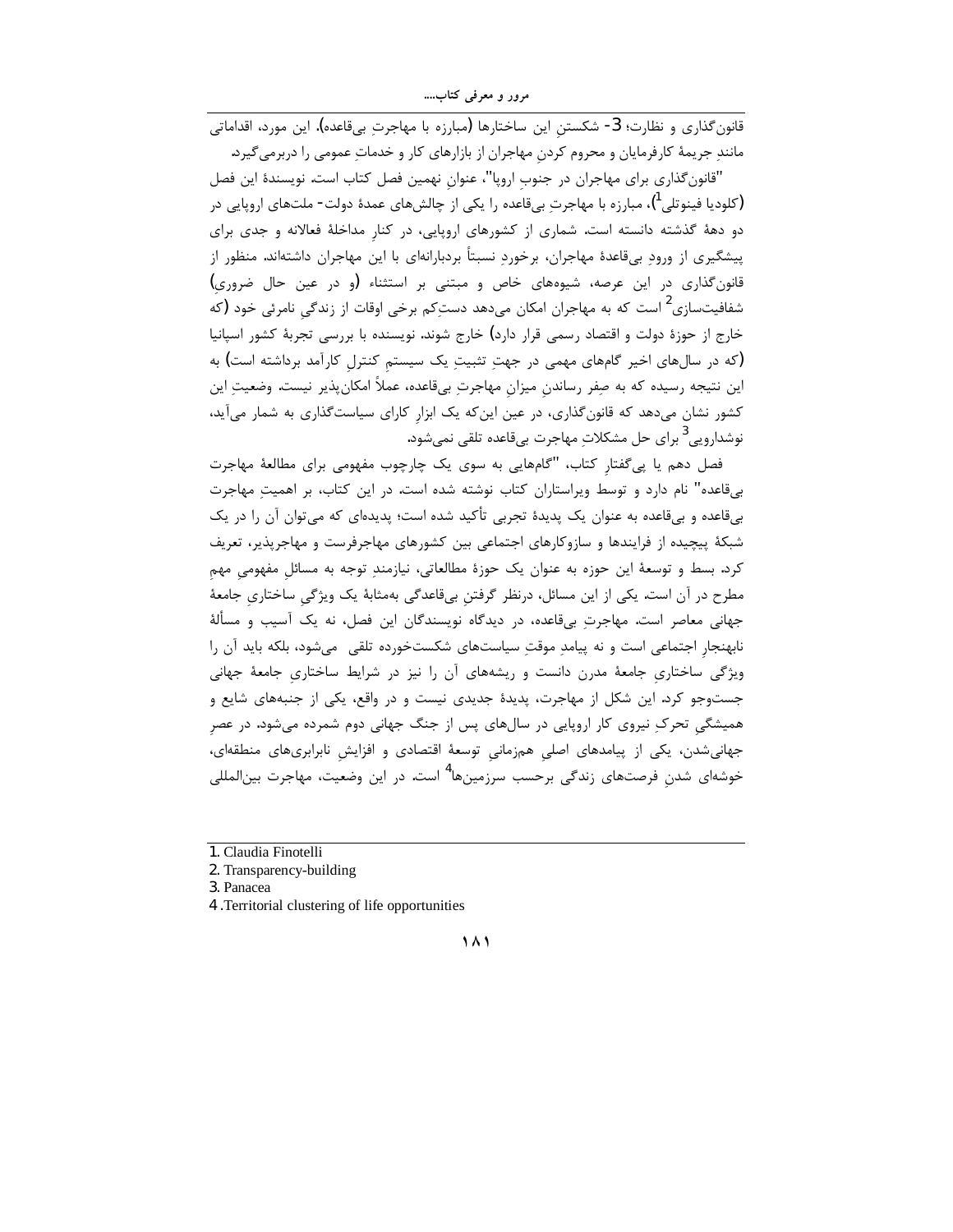قانون‌گذاری و نظارت؛ 3- شکستنِ این ساختارها (مبارزه با مهاجرتِ بی‌قاعده). این مورد، اقداماتی مانندِ جریمهٔ کارفرمایان و محروم کردنِ مهاجران از بازارهای کار و خدماتِ عمومی را دربرمی‌گیرد.

"قانون‌گذاری برای مهاجران در جنوبِ اروپا"، عنوانِ نهمین فصل کتاب است. نویسندهٔ این فصل (کلودیا فینوتلی[1])، مبارزه با مهاجرتِ بی‌قاعده را یکی از چالش‌های عمدهٔ دولت- ملت‌های اروپایی در دو دههٔ گذشته دانسته است. شماری از کشورهای اروپایی، در کنارِ مداخلهٔ فعالانه و جدی برای پیشگیری از ورودِ بی‌قاعدهٔ مهاجران، برخوردِ نسبتاً بردبارانه‌ای با این مهاجران داشته‌اند. منظور از قانون‌گذاری در این عرصه، شیوه‌های خاص و مبتنی بر استثناء (و در عین حال ضروریِ) شفافیت‌سازی[2] است که به مهاجران امکان می‌دهد دست‌کم برخی اوقات از زندگیِ نامرئی خود (که خارج از حوزهٔ دولت و اقتصاد رسمی قرار دارد) خارج شوند. نویسنده با بررسی تجربهٔ کشور اسپانیا (که در سال‌های اخیر گام‌های مهمی در جهتِ تثبیتِ یک سیستمِ کنترلِ کارآمد برداشته است) به این نتیجه رسیده که به صفر رساندنِ میزانِ مهاجرتِ بی‌قاعده، عملاً امکان‌پذیر نیست. وضعیتِ این کشور نشان می‌دهد که قانون‌گذاری، در عین این‌که یک ابزارِ کارای سیاست‌گذاری به شمار می‌آید، نوشدارویی[3] برای حل مشکلاتِ مهاجرت بی‌قاعده تلقی نمی‌شود.

فصل دهم یا پی‌گفتارِ کتاب، "گام‌هایی به سوی یک چارچوب مفهومی برای مطالعهٔ مهاجرت بی‌قاعده" نام دارد و توسط ویراستاران کتاب نوشته شده است. در این کتاب، بر اهمیتِ مهاجرت بی‌قاعده و بی‌قاعده به عنوان یک پدیدهٔ تجربی تأکید شده است؛ پدیده‌ای که می‌توان آن را در یک شبکهٔ پیچیده از فرایندها و سازوکارهای اجتماعی بین کشورهای مهاجرفرست و مهاجرپذیر، تعریف کرد. بسط و توسعهٔ این حوزه به عنوان یک حوزهٔ مطالعاتی، نیازمندِ توجه به مسائلِ مفهومیِ مهمِ مطرح در آن است. یکی از این مسائل، درنظر گرفتنِ بی‌قاعدگی به‌مثابهٔ یک ویژگیِ ساختاریِ جامعهٔ جهانی معاصر است. مهاجرتِ بی‌قاعده، در دیدگاه نویسندگان این فصل، نه یک آسیب و مسألهٔ نابهنجارِ اجتماعی است و نه پیامدِ موقتِ سیاست‌های شکست‌خورده تلقی می‌شود، بلکه باید آن را ویژگی ساختاریِ جامعهٔ مدرن دانست و ریشه‌های آن را نیز در شرایط ساختاریِ جامعهٔ جهانی جست‌وجو کرد. این شکل از مهاجرت، پدیدهٔ جدیدی نیست و در واقع، یکی از جنبه‌های شایع و همیشگیِ تحرکِ نیروی کار اروپایی در سال‌های پس از جنگ جهانی دوم شمرده می‌شود. در عصرِ جهانی‌شدن، یکی از پیامدهای اصلیِ هم‌زمانیِ توسعهٔ اقتصادی و افزایشِ نابرابری‌های منطقه‌ای، خوشه‌ای شدنِ فرصت‌های زندگی برحسب سرزمین‌ها[4] است. در این وضعیت، مهاجرت بین‌المللی

---

1. Claudia Finotelli
2. Transparency-building
3. Panacea
4. Territorial clustering of life opportunities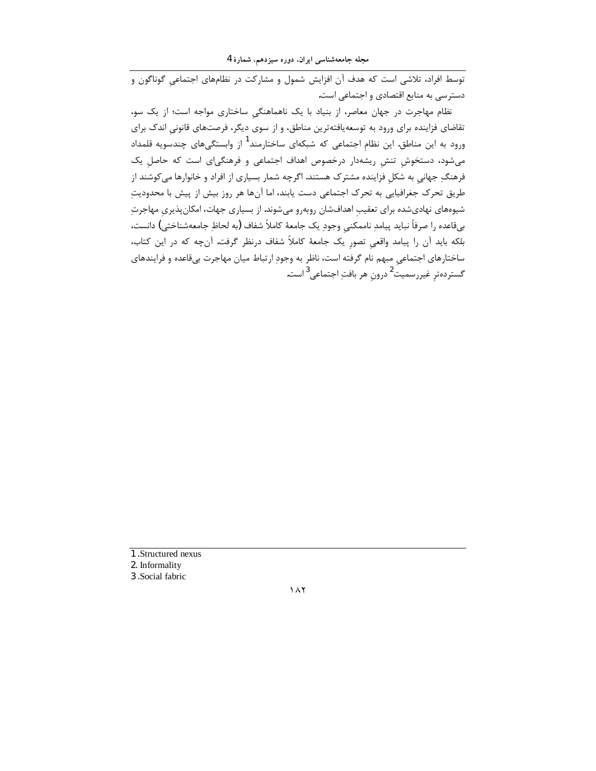توسط افراد، تلاشی است که هدف آن افزایش شمول و مشارکت در نظام‌های اجتماعیِ گوناگون و دسترسی به منابع اقتصادی و اجتماعی است.

نظام مهاجرت در جهان معاصر، از بنیاد با یک ناهماهنگیِ ساختاری مواجه است؛ از یک سو، تقاضای فزاینده برای ورود به توسعه‌یافته‌ترین مناطق، و از سوی دیگر، فرصت‌های قانونیِ اندک برای ورود به این مناطق. این نظامِ اجتماعی که شبکه‌ای ساختارمند[1] از وابستگی‌های چندسویه قلمداد می‌شود، دستخوشِ تنشِ ریشه‌دار درخصوص اهداف اجتماعی و فرهنگی‌ای است که حاصلِ یک فرهنگِ جهانیِ به شکلِ فزاینده مشترک هستند. اگرچه شمار بسیاری از افراد و خانوارها می‌کوشند از طریق تحرک جغرافیایی به تحرک اجتماعی دست یابند، اما آن‌ها هر روز بیش از پیش با محدودیتِ شیوه‌های نهادی‌شده برای تعقیبِ اهدافشان روبه‌رو می‌شوند. از بسیاری جهات، امکان‌پذیریِ مهاجرتِ بی‌قاعده را صرفاً نباید پیامدِ ناممکنیِ وجودِ یک جامعهٔ کاملاً شفاف (به لحاظِ جامعه‌شناختی) دانست، بلکه باید آن را پیامد واقعیِ تصورِ یک جامعهٔ کاملاً شفاف درنظر گرفت. آن‌چه که در این کتاب، ساختارهای اجتماعیِ مبهم نام گرفته است، ناظر به وجودِ ارتباط میان مهاجرت بی‌قاعده و فرایندهای گسترده‌ترِ غیررسمیت[2] درونِ هر بافتِ اجتماعی[3] است.

---

1. Structured nexus
2. Informality
3. Social fabric